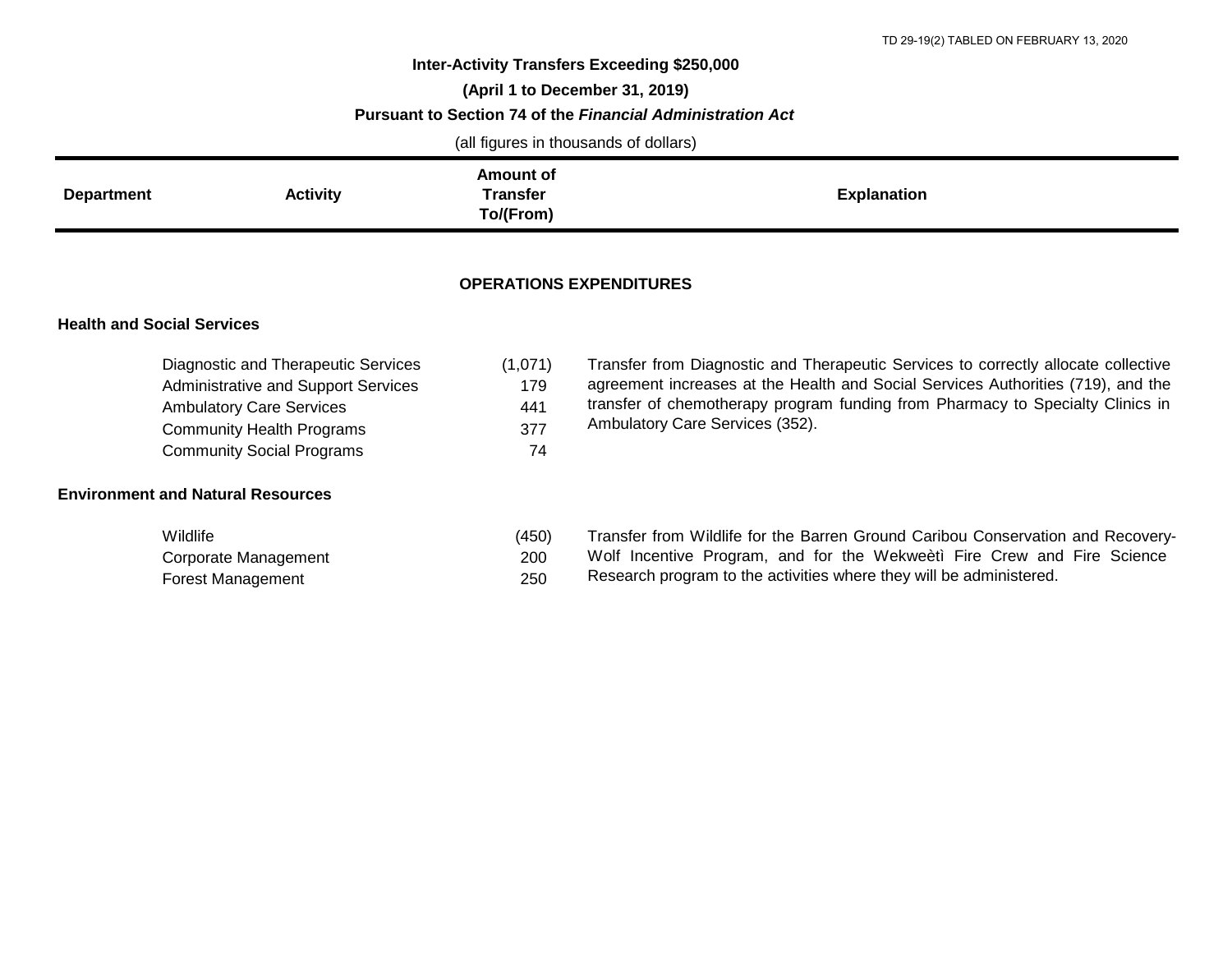TD 29-19(2) TABLED ON FEBRUARY 13, 2020

**Inter-Activity Transfers Exceeding $250,000**

**(April 1 to December 31, 2019)**

**Pursuant to Section 74 of the *Financial Administration Act***

(all figures in thousands of dollars)

| Department | Activity | Amount of Transfer To/(From) | Explanation |
|---|---|---|---|
| | | **OPERATIONS EXPENDITURES** | |
| **Health and Social Services** | | | |
| | Diagnostic and Therapeutic Services | (1,071) | Transfer from Diagnostic and Therapeutic Services to correctly allocate collective agreement increases at the Health and Social Services Authorities (719), and the transfer of chemotherapy program funding from Pharmacy to Specialty Clinics in Ambulatory Care Services (352). |
| | Administrative and Support Services | 179 | |
| | Ambulatory Care Services | 441 | |
| | Community Health Programs | 377 | |
| | Community Social Programs | 74 | |
| **Environment and Natural Resources** | | | |
| | Wildlife | (450) | Transfer from Wildlife for the Barren Ground Caribou Conservation and Recovery-Wolf Incentive Program, and for the Wekweètì Fire Crew and Fire Science Research program to the activities where they will be administered. |
| | Corporate Management | 200 | |
| | Forest Management | 250 | |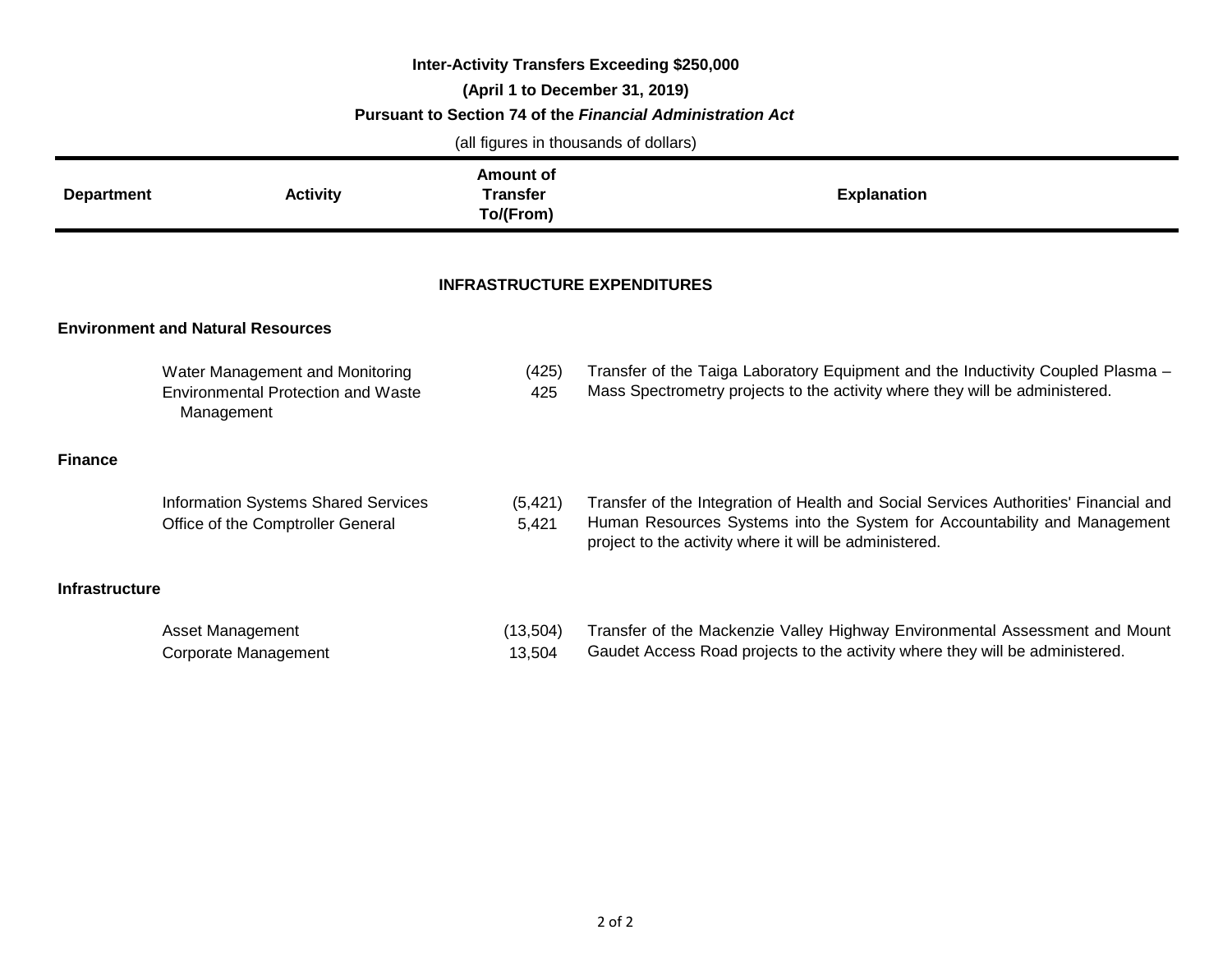**Inter-Activity Transfers Exceeding $250,000**

**(April 1 to December 31, 2019)**

**Pursuant to Section 74 of the *Financial Administration Act***

(all figures in thousands of dollars)

| Department | Activity | Amount of Transfer To/(From) | Explanation |
|---|---|---|---|
| | | | |
| | **INFRASTRUCTURE EXPENDITURES** | | |
| **Environment and Natural Resources** | | | |
| | Water Management and Monitoring | (425) | Transfer of the Taiga Laboratory Equipment and the Inductivity Coupled Plasma – Mass Spectrometry projects to the activity where they will be administered. |
| | Environmental Protection and Waste Management | 425 | |
| **Finance** | | | |
| | Information Systems Shared Services | (5,421) | Transfer of the Integration of Health and Social Services Authorities' Financial and Human Resources Systems into the System for Accountability and Management project to the activity where it will be administered. |
| | Office of the Comptroller General | 5,421 | |
| **Infrastructure** | | | |
| | Asset Management | (13,504) | Transfer of the Mackenzie Valley Highway Environmental Assessment and Mount Gaudet Access Road projects to the activity where they will be administered. |
| | Corporate Management | 13,504 | |